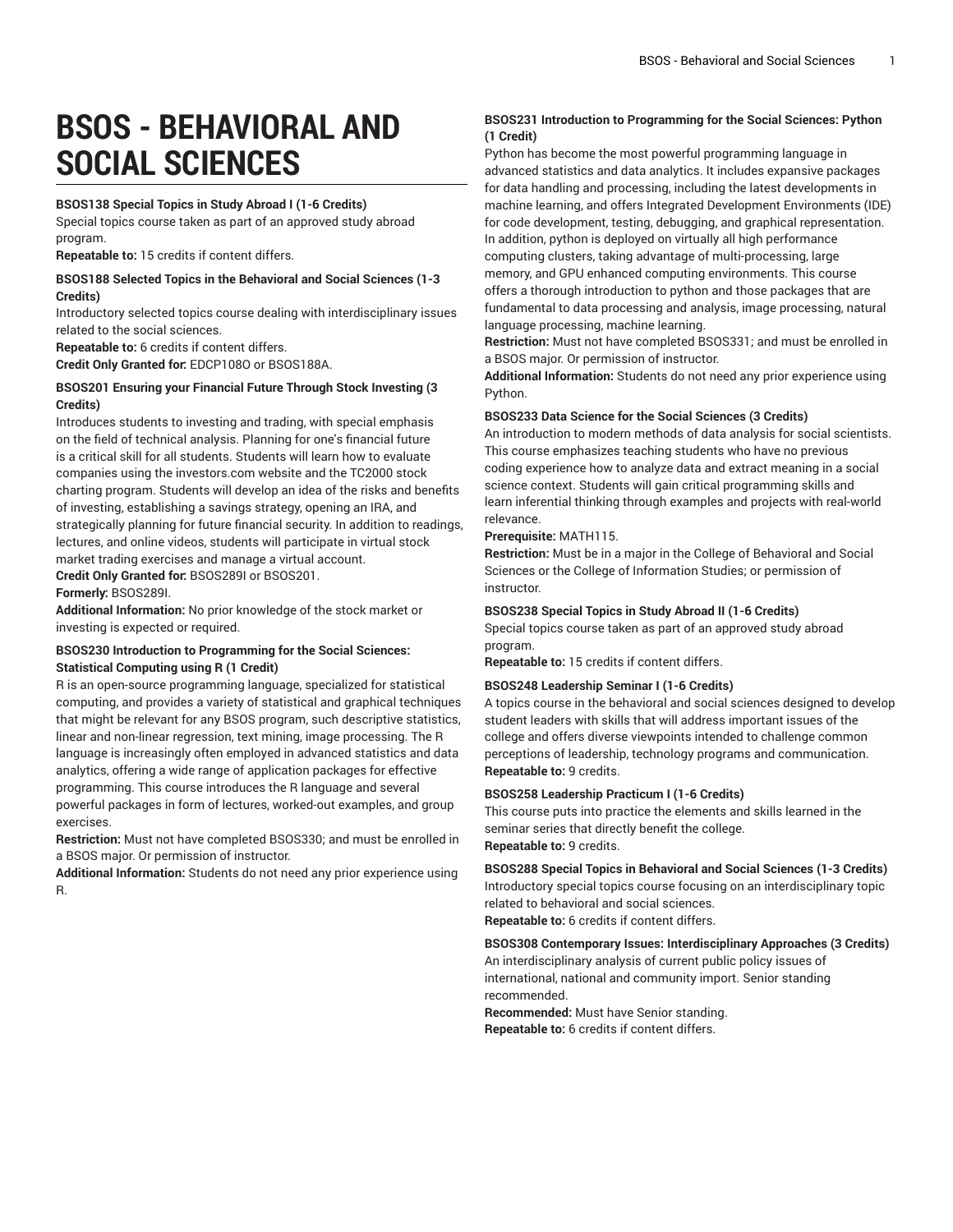# BSOS - BEHAVIORAL AND SOCIAL SCIENCES

**BSOS138 Special Topics in Study Abroad I (1-6 Credits)**
Special topics course taken as part of an approved study abroad program.
**Repeatable to:** 15 credits if content differs.

**BSOS188 Selected Topics in the Behavioral and Social Sciences (1-3 Credits)**
Introductory selected topics course dealing with interdisciplinary issues related to the social sciences.
**Repeatable to:** 6 credits if content differs.
**Credit Only Granted for:** EDCP108O or BSOS188A.

**BSOS201 Ensuring your Financial Future Through Stock Investing (3 Credits)**
Introduces students to investing and trading, with special emphasis on the field of technical analysis. Planning for one's financial future is a critical skill for all students. Students will learn how to evaluate companies using the investors.com website and the TC2000 stock charting program. Students will develop an idea of the risks and benefits of investing, establishing a savings strategy, opening an IRA, and strategically planning for future financial security. In addition to readings, lectures, and online videos, students will participate in virtual stock market trading exercises and manage a virtual account.
**Credit Only Granted for:** BSOS289I or BSOS201.
**Formerly:** BSOS289I.
**Additional Information:** No prior knowledge of the stock market or investing is expected or required.

**BSOS230 Introduction to Programming for the Social Sciences: Statistical Computing using R (1 Credit)**
R is an open-source programming language, specialized for statistical computing, and provides a variety of statistical and graphical techniques that might be relevant for any BSOS program, such descriptive statistics, linear and non-linear regression, text mining, image processing. The R language is increasingly often employed in advanced statistics and data analytics, offering a wide range of application packages for effective programming. This course introduces the R language and several powerful packages in form of lectures, worked-out examples, and group exercises.
**Restriction:** Must not have completed BSOS330; and must be enrolled in a BSOS major. Or permission of instructor.
**Additional Information:** Students do not need any prior experience using R.

**BSOS231 Introduction to Programming for the Social Sciences: Python (1 Credit)**
Python has become the most powerful programming language in advanced statistics and data analytics. It includes expansive packages for data handling and processing, including the latest developments in machine learning, and offers Integrated Development Environments (IDE) for code development, testing, debugging, and graphical representation. In addition, python is deployed on virtually all high performance computing clusters, taking advantage of multi-processing, large memory, and GPU enhanced computing environments. This course offers a thorough introduction to python and those packages that are fundamental to data processing and analysis, image processing, natural language processing, machine learning.
**Restriction:** Must not have completed BSOS331; and must be enrolled in a BSOS major. Or permission of instructor.
**Additional Information:** Students do not need any prior experience using Python.

**BSOS233 Data Science for the Social Sciences (3 Credits)**
An introduction to modern methods of data analysis for social scientists. This course emphasizes teaching students who have no previous coding experience how to analyze data and extract meaning in a social science context. Students will gain critical programming skills and learn inferential thinking through examples and projects with real-world relevance.
**Prerequisite:** MATH115.
**Restriction:** Must be in a major in the College of Behavioral and Social Sciences or the College of Information Studies; or permission of instructor.

**BSOS238 Special Topics in Study Abroad II (1-6 Credits)**
Special topics course taken as part of an approved study abroad program.
**Repeatable to:** 15 credits if content differs.

**BSOS248 Leadership Seminar I (1-6 Credits)**
A topics course in the behavioral and social sciences designed to develop student leaders with skills that will address important issues of the college and offers diverse viewpoints intended to challenge common perceptions of leadership, technology programs and communication.
**Repeatable to:** 9 credits.

**BSOS258 Leadership Practicum I (1-6 Credits)**
This course puts into practice the elements and skills learned in the seminar series that directly benefit the college.
**Repeatable to:** 9 credits.

**BSOS288 Special Topics in Behavioral and Social Sciences (1-3 Credits)**
Introductory special topics course focusing on an interdisciplinary topic related to behavioral and social sciences.
**Repeatable to:** 6 credits if content differs.

**BSOS308 Contemporary Issues: Interdisciplinary Approaches (3 Credits)**
An interdisciplinary analysis of current public policy issues of international, national and community import. Senior standing recommended.
**Recommended:** Must have Senior standing.
**Repeatable to:** 6 credits if content differs.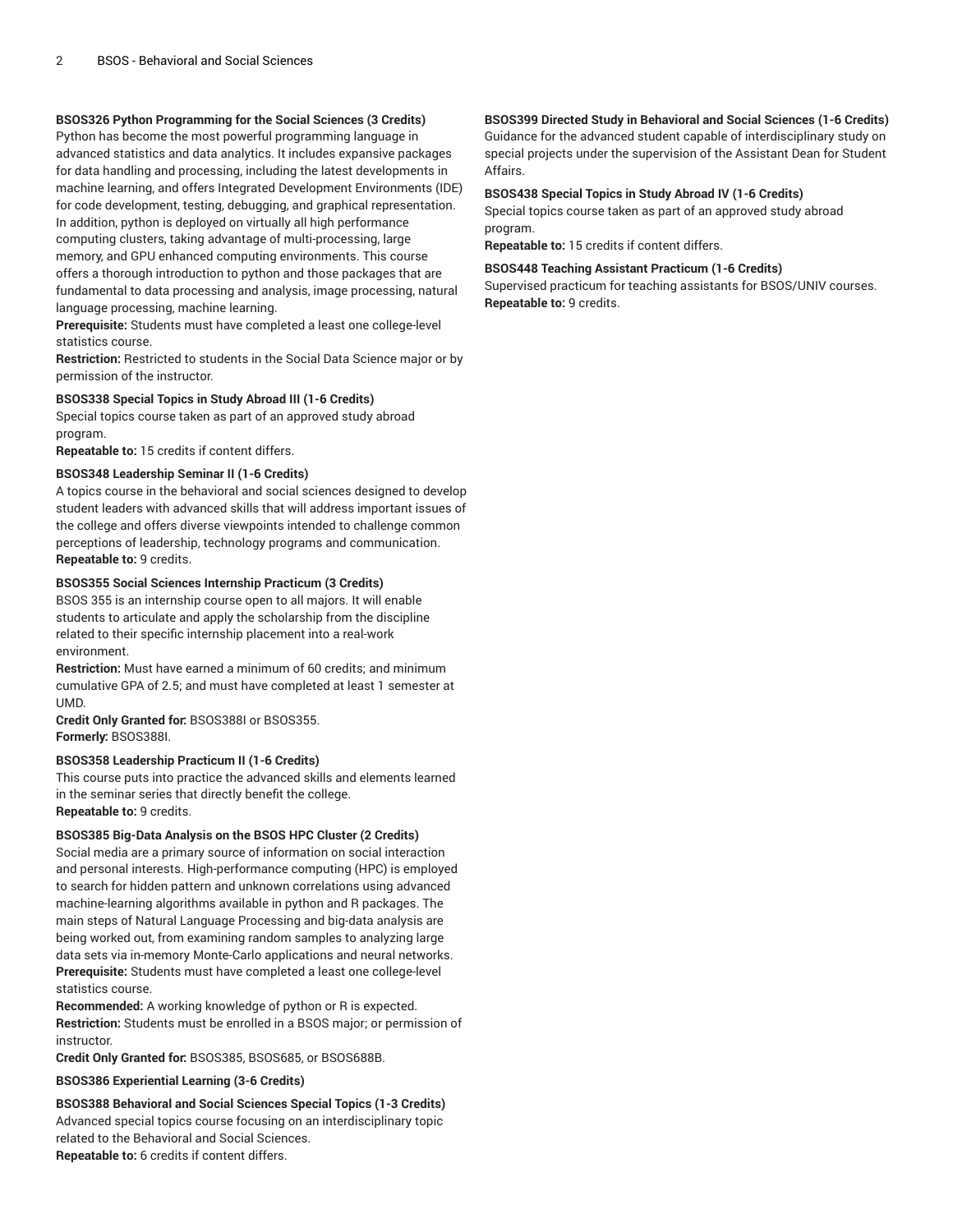**BSOS326 Python Programming for the Social Sciences (3 Credits)**
Python has become the most powerful programming language in advanced statistics and data analytics. It includes expansive packages for data handling and processing, including the latest developments in machine learning, and offers Integrated Development Environments (IDE) for code development, testing, debugging, and graphical representation. In addition, python is deployed on virtually all high performance computing clusters, taking advantage of multi-processing, large memory, and GPU enhanced computing environments. This course offers a thorough introduction to python and those packages that are fundamental to data processing and analysis, image processing, natural language processing, machine learning.
**Prerequisite:** Students must have completed a least one college-level statistics course.
**Restriction:** Restricted to students in the Social Data Science major or by permission of the instructor.

**BSOS338 Special Topics in Study Abroad III (1-6 Credits)**
Special topics course taken as part of an approved study abroad program.
**Repeatable to:** 15 credits if content differs.

**BSOS348 Leadership Seminar II (1-6 Credits)**
A topics course in the behavioral and social sciences designed to develop student leaders with advanced skills that will address important issues of the college and offers diverse viewpoints intended to challenge common perceptions of leadership, technology programs and communication.
**Repeatable to:** 9 credits.

**BSOS355 Social Sciences Internship Practicum (3 Credits)**
BSOS 355 is an internship course open to all majors. It will enable students to articulate and apply the scholarship from the discipline related to their specific internship placement into a real-work environment.
**Restriction:** Must have earned a minimum of 60 credits; and minimum cumulative GPA of 2.5; and must have completed at least 1 semester at UMD.
**Credit Only Granted for:** BSOS388I or BSOS355.
**Formerly:** BSOS388I.

**BSOS358 Leadership Practicum II (1-6 Credits)**
This course puts into practice the advanced skills and elements learned in the seminar series that directly benefit the college.
**Repeatable to:** 9 credits.

**BSOS385 Big-Data Analysis on the BSOS HPC Cluster (2 Credits)**
Social media are a primary source of information on social interaction and personal interests. High-performance computing (HPC) is employed to search for hidden pattern and unknown correlations using advanced machine-learning algorithms available in python and R packages. The main steps of Natural Language Processing and big-data analysis are being worked out, from examining random samples to analyzing large data sets via in-memory Monte-Carlo applications and neural networks.
**Prerequisite:** Students must have completed a least one college-level statistics course.
**Recommended:** A working knowledge of python or R is expected.
**Restriction:** Students must be enrolled in a BSOS major; or permission of instructor.
**Credit Only Granted for:** BSOS385, BSOS685, or BSOS688B.

**BSOS386 Experiential Learning (3-6 Credits)**

**BSOS388 Behavioral and Social Sciences Special Topics (1-3 Credits)**
Advanced special topics course focusing on an interdisciplinary topic related to the Behavioral and Social Sciences.
**Repeatable to:** 6 credits if content differs.

**BSOS399 Directed Study in Behavioral and Social Sciences (1-6 Credits)**
Guidance for the advanced student capable of interdisciplinary study on special projects under the supervision of the Assistant Dean for Student Affairs.

**BSOS438 Special Topics in Study Abroad IV (1-6 Credits)**
Special topics course taken as part of an approved study abroad program.
**Repeatable to:** 15 credits if content differs.

**BSOS448 Teaching Assistant Practicum (1-6 Credits)**
Supervised practicum for teaching assistants for BSOS/UNIV courses.
**Repeatable to:** 9 credits.